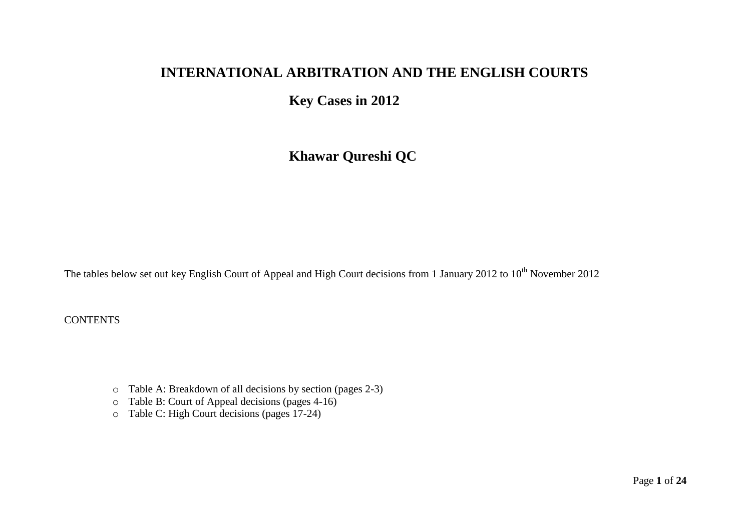# INTERNATIONAL ARBITRATION AND THE ENGLISH COURTS

## Key Cases in 2012

## Khawar Qureshi QC

The tables below set out key English Court of Appeal and High Court decisions from 1 January 2012 to 10th November 2012

CONTENTS

- Table A: Breakdown of all decisions by section (pages 2-3)
- Table B: Court of Appeal decisions (pages 4-16)
- Table C: High Court decisions (pages 17-24)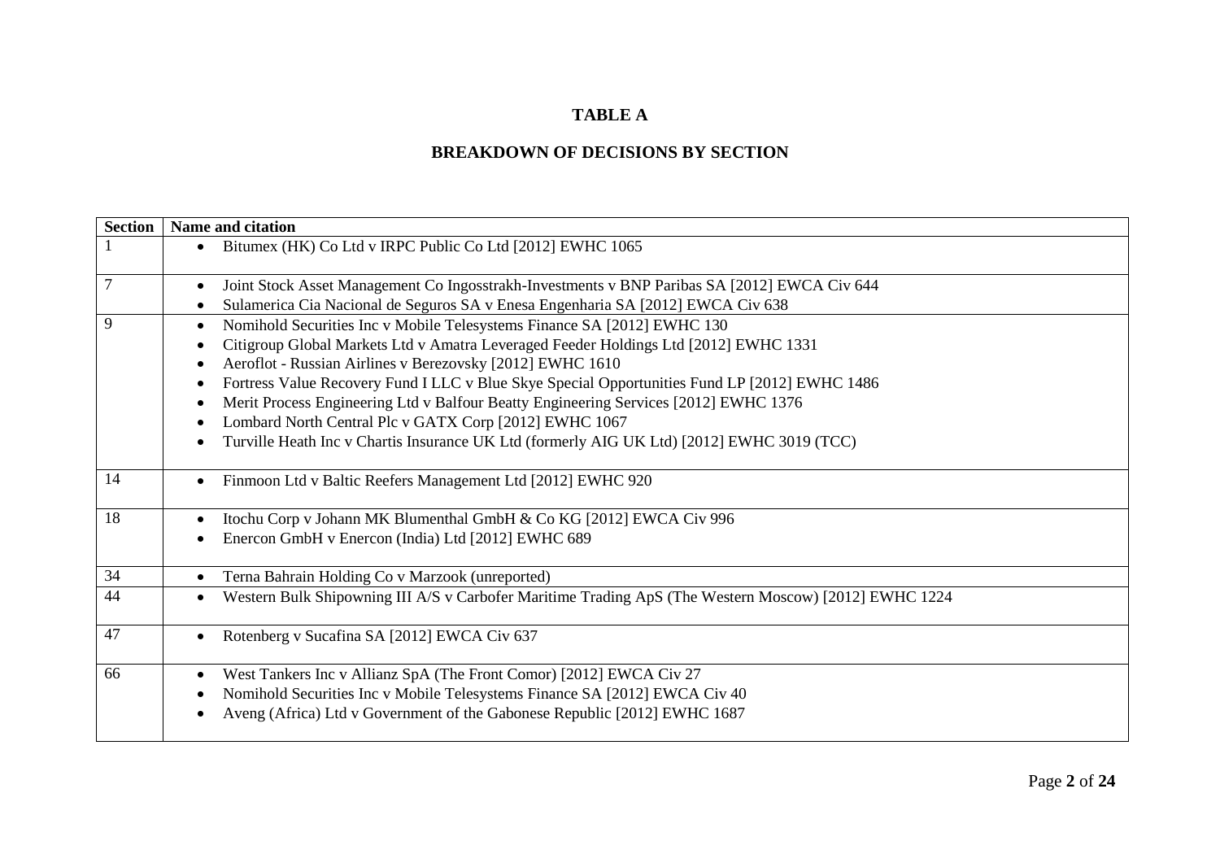## TABLE A

## BREAKDOWN OF DECISIONS BY SECTION

| Section | Name and citation |
|---|---|
| 1 | • Bitumex (HK) Co Ltd v IRPC Public Co Ltd [2012] EWHC 1065 |
| 7 | • Joint Stock Asset Management Co Ingosstrakh-Investments v BNP Paribas SA [2012] EWCA Civ 644<br>• Sulamerica Cia Nacional de Seguros SA v Enesa Engenharia SA [2012] EWCA Civ 638 |
| 9 | • Nomihold Securities Inc v Mobile Telesystems Finance SA [2012] EWHC 130<br>• Citigroup Global Markets Ltd v Amatra Leveraged Feeder Holdings Ltd [2012] EWHC 1331<br>• Aeroflot - Russian Airlines v Berezovsky [2012] EWHC 1610<br>• Fortress Value Recovery Fund I LLC v Blue Skye Special Opportunities Fund LP [2012] EWHC 1486<br>• Merit Process Engineering Ltd v Balfour Beatty Engineering Services [2012] EWHC 1376<br>• Lombard North Central Plc v GATX Corp [2012] EWHC 1067<br>• Turville Heath Inc v Chartis Insurance UK Ltd (formerly AIG UK Ltd) [2012] EWHC 3019 (TCC) |
| 14 | • Finmoon Ltd v Baltic Reefers Management Ltd [2012] EWHC 920 |
| 18 | • Itochu Corp v Johann MK Blumenthal GmbH & Co KG [2012] EWCA Civ 996<br>• Enercon GmbH v Enercon (India) Ltd [2012] EWHC 689 |
| 34 | • Terna Bahrain Holding Co v Marzook (unreported) |
| 44 | • Western Bulk Shipowning III A/S v Carbofer Maritime Trading ApS (The Western Moscow) [2012] EWHC 1224 |
| 47 | • Rotenberg v Sucafina SA [2012] EWCA Civ 637 |
| 66 | • West Tankers Inc v Allianz SpA (The Front Comor) [2012] EWCA Civ 27<br>• Nomihold Securities Inc v Mobile Telesystems Finance SA [2012] EWCA Civ 40<br>• Aveng (Africa) Ltd v Government of the Gabonese Republic [2012] EWHC 1687 |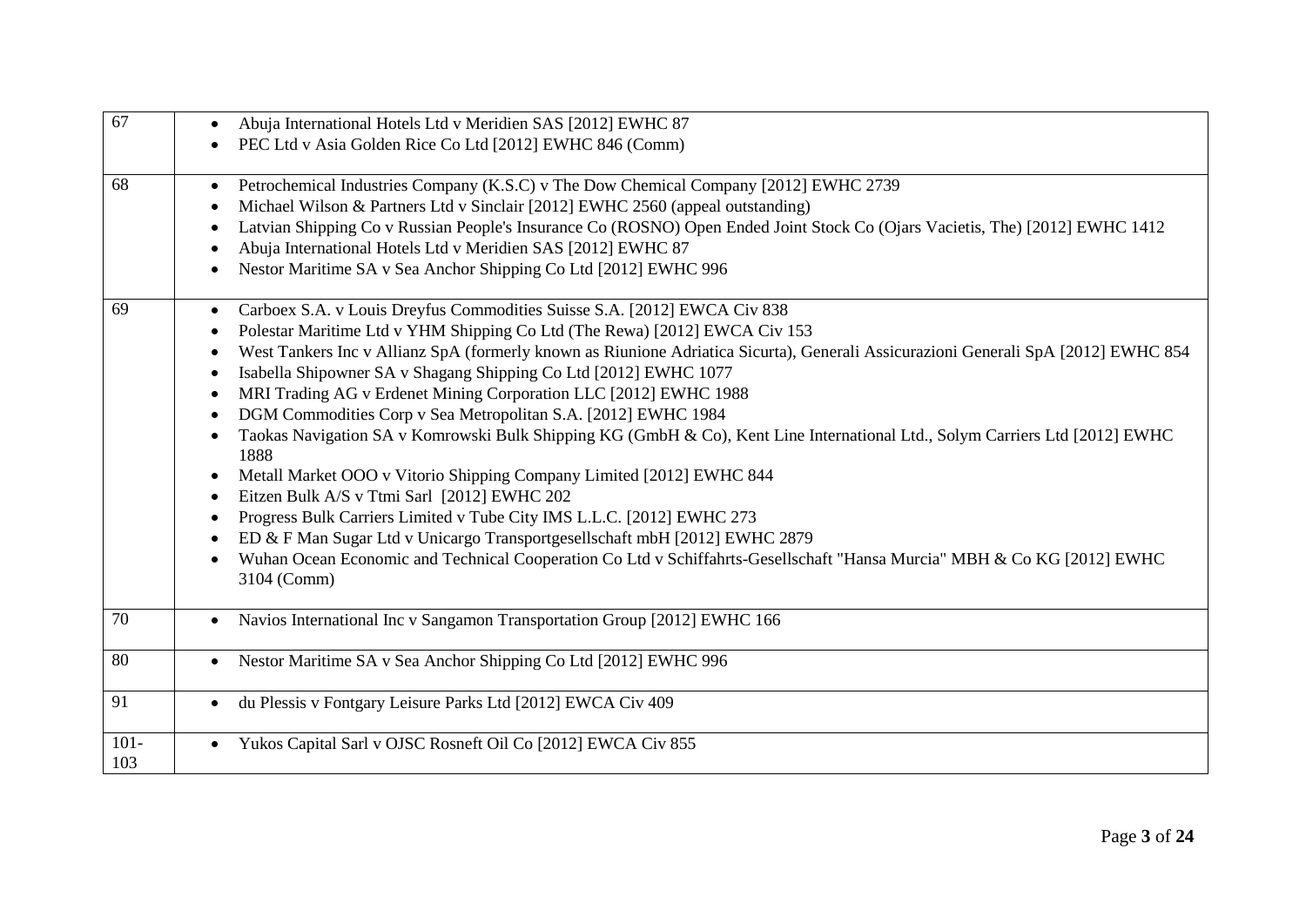| | |
|---|---|
| 67 | • Abuja International Hotels Ltd v Meridien SAS [2012] EWHC 87<br>• PEC Ltd v Asia Golden Rice Co Ltd [2012] EWHC 846 (Comm) |
| 68 | • Petrochemical Industries Company (K.S.C) v The Dow Chemical Company [2012] EWHC 2739<br>• Michael Wilson & Partners Ltd v Sinclair [2012] EWHC 2560 (appeal outstanding)<br>• Latvian Shipping Co v Russian People's Insurance Co (ROSNO) Open Ended Joint Stock Co (Ojars Vacietis, The) [2012] EWHC 1412<br>• Abuja International Hotels Ltd v Meridien SAS [2012] EWHC 87<br>• Nestor Maritime SA v Sea Anchor Shipping Co Ltd [2012] EWHC 996 |
| 69 | • Carboex S.A. v Louis Dreyfus Commodities Suisse S.A. [2012] EWCA Civ 838<br>• Polestar Maritime Ltd v YHM Shipping Co Ltd (The Rewa) [2012] EWCA Civ 153<br>• West Tankers Inc v Allianz SpA (formerly known as Riunione Adriatica Sicurta), Generali Assicurazioni Generali SpA [2012] EWHC 854<br>• Isabella Shipowner SA v Shagang Shipping Co Ltd [2012] EWHC 1077<br>• MRI Trading AG v Erdenet Mining Corporation LLC [2012] EWHC 1988<br>• DGM Commodities Corp v Sea Metropolitan S.A. [2012] EWHC 1984<br>• Taokas Navigation SA v Komrowski Bulk Shipping KG (GmbH & Co), Kent Line International Ltd., Solym Carriers Ltd [2012] EWHC 1888<br>• Metall Market OOO v Vitorio Shipping Company Limited [2012] EWHC 844<br>• Eitzen Bulk A/S v Ttmi Sarl [2012] EWHC 202<br>• Progress Bulk Carriers Limited v Tube City IMS L.L.C. [2012] EWHC 273<br>• ED & F Man Sugar Ltd v Unicargo Transportgesellschaft mbH [2012] EWHC 2879<br>• Wuhan Ocean Economic and Technical Cooperation Co Ltd v Schiffahrts-Gesellschaft "Hansa Murcia" MBH & Co KG [2012] EWHC 3104 (Comm) |
| 70 | • Navios International Inc v Sangamon Transportation Group [2012] EWHC 166 |
| 80 | • Nestor Maritime SA v Sea Anchor Shipping Co Ltd [2012] EWHC 996 |
| 91 | • du Plessis v Fontgary Leisure Parks Ltd [2012] EWCA Civ 409 |
| 101-103 | • Yukos Capital Sarl v OJSC Rosneft Oil Co [2012] EWCA Civ 855 |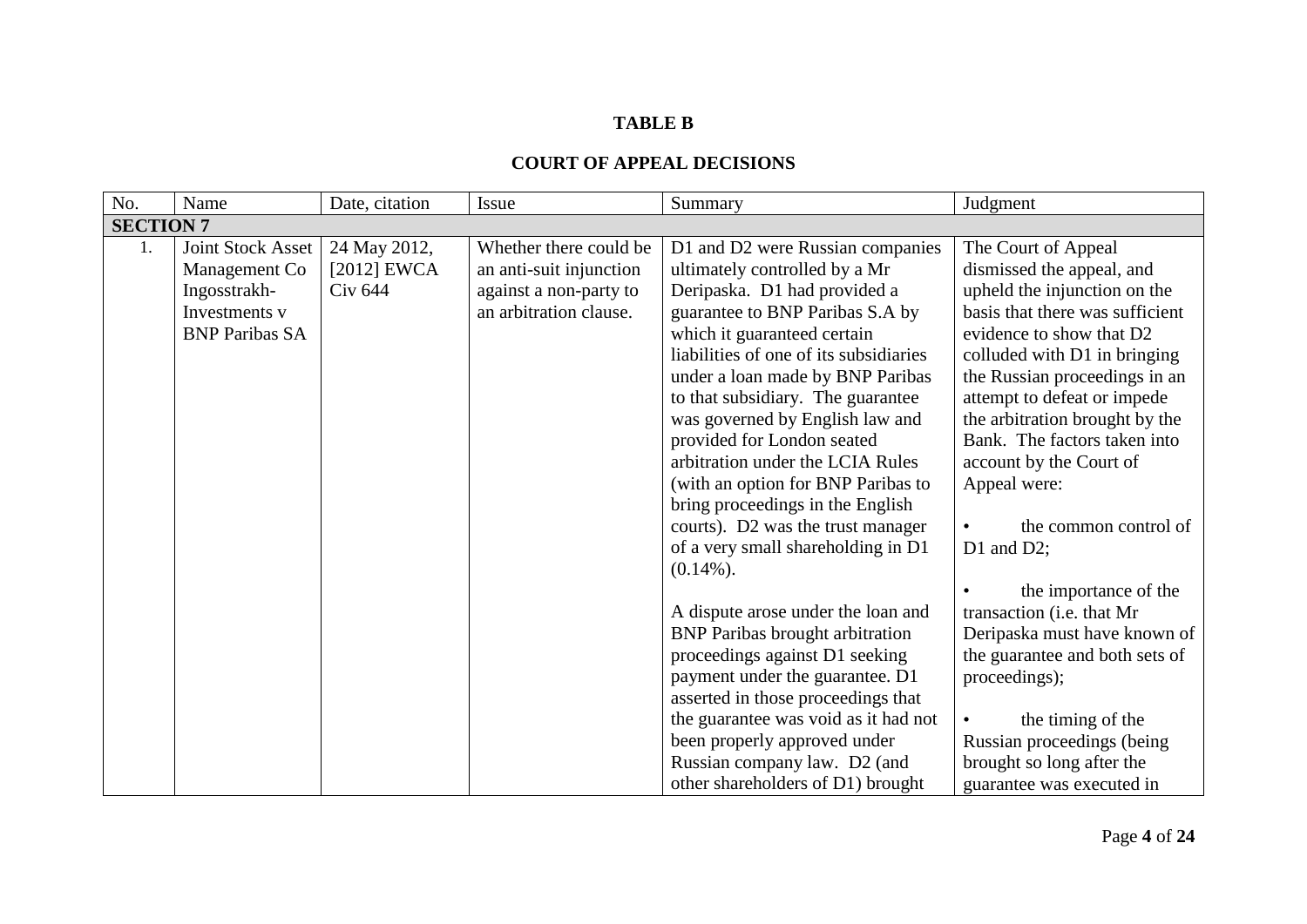**TABLE B**

**COURT OF APPEAL DECISIONS**

| No. | Name | Date, citation | Issue | Summary | Judgment |
|---|---|---|---|---|---|
| **SECTION 7** | | | | | |
| 1. | Joint Stock Asset Management Co Ingosstrakh-Investments v BNP Paribas SA | 24 May 2012, [2012] EWCA Civ 644 | Whether there could be an anti-suit injunction against a non-party to an arbitration clause. | D1 and D2 were Russian companies ultimately controlled by a Mr Deripaska. D1 had provided a guarantee to BNP Paribas S.A by which it guaranteed certain liabilities of one of its subsidiaries under a loan made by BNP Paribas to that subsidiary. The guarantee was governed by English law and provided for London seated arbitration under the LCIA Rules (with an option for BNP Paribas to bring proceedings in the English courts). D2 was the trust manager of a very small shareholding in D1 (0.14%).<br><br>A dispute arose under the loan and BNP Paribas brought arbitration proceedings against D1 seeking payment under the guarantee. D1 asserted in those proceedings that the guarantee was void as it had not been properly approved under Russian company law. D2 (and other shareholders of D1) brought | The Court of Appeal dismissed the appeal, and upheld the injunction on the basis that there was sufficient evidence to show that D2 colluded with D1 in bringing the Russian proceedings in an attempt to defeat or impede the arbitration brought by the Bank. The factors taken into account by the Court of Appeal were:<br><br>• the common control of D1 and D2;<br><br>• the importance of the transaction (i.e. that Mr Deripaska must have known of the guarantee and both sets of proceedings);<br><br>• the timing of the Russian proceedings (being brought so long after the guarantee was executed in |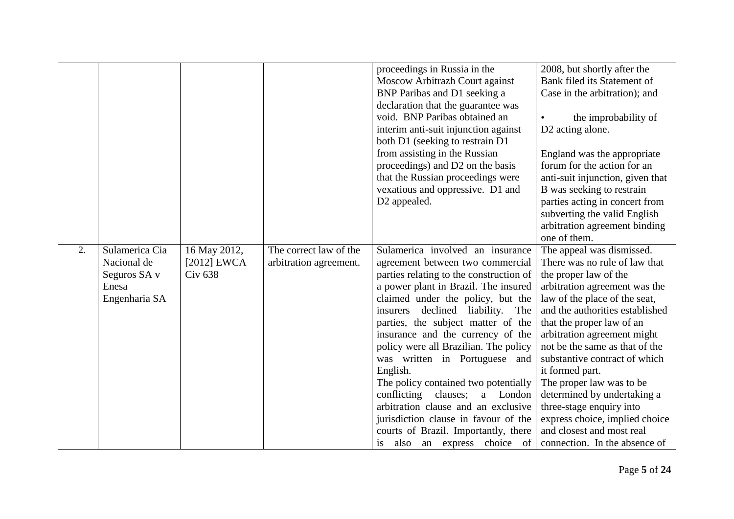| | | | | proceedings in Russia in the Moscow Arbitrazh Court against BNP Paribas and D1 seeking a declaration that the guarantee was void. BNP Paribas obtained an interim anti-suit injunction against both D1 (seeking to restrain D1 from assisting in the Russian proceedings) and D2 on the basis that the Russian proceedings were vexatious and oppressive. D1 and D2 appealed. | 2008, but shortly after the Bank filed its Statement of Case in the arbitration); and<br><br>• the improbability of D2 acting alone.<br><br>England was the appropriate forum for the action for an anti-suit injunction, given that B was seeking to restrain parties acting in concert from subverting the valid English arbitration agreement binding one of them. |
|---|---|---|---|---|---|
| 2. | Sulamerica Cia Nacional de Seguros SA v Enesa Engenharia SA | 16 May 2012, [2012] EWCA Civ 638 | The correct law of the arbitration agreement. | Sulamerica involved an insurance agreement between two commercial parties relating to the construction of a power plant in Brazil. The insured claimed under the policy, but the insurers declined liability. The parties, the subject matter of the insurance and the currency of the policy were all Brazilian. The policy was written in Portuguese and English.<br>The policy contained two potentially conflicting clauses; a London arbitration clause and an exclusive jurisdiction clause in favour of the courts of Brazil. Importantly, there is also an express choice of | The appeal was dismissed. There was no rule of law that the proper law of the arbitration agreement was the law of the place of the seat, and the authorities established that the proper law of an arbitration agreement might not be the same as that of the substantive contract of which it formed part.<br>The proper law was to be determined by undertaking a three-stage enquiry into express choice, implied choice and closest and most real connection. In the absence of |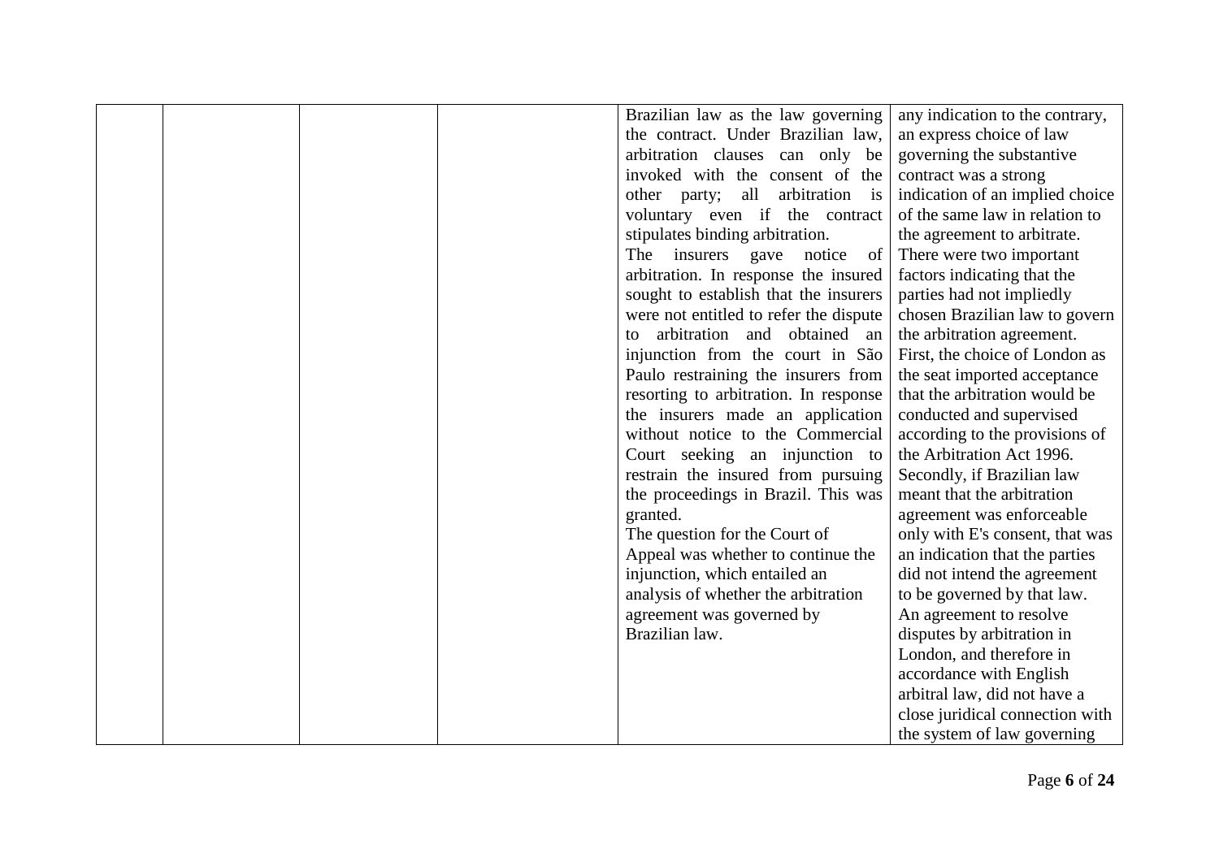| | | | | Brazilian law as the law governing the contract. Under Brazilian law, arbitration clauses can only be invoked with the consent of the other party; all arbitration is voluntary even if the contract stipulates binding arbitration.<br>The insurers gave notice of arbitration. In response the insured sought to establish that the insurers were not entitled to refer the dispute to arbitration and obtained an injunction from the court in São Paulo restraining the insurers from resorting to arbitration. In response the insurers made an application without notice to the Commercial Court seeking an injunction to restrain the insured from pursuing the proceedings in Brazil. This was granted.<br>The question for the Court of Appeal was whether to continue the injunction, which entailed an analysis of whether the arbitration agreement was governed by Brazilian law. | any indication to the contrary, an express choice of law governing the substantive contract was a strong indication of an implied choice of the same law in relation to the agreement to arbitrate.<br>There were two important factors indicating that the parties had not impliedly chosen Brazilian law to govern the arbitration agreement. First, the choice of London as the seat imported acceptance that the arbitration would be conducted and supervised according to the provisions of the Arbitration Act 1996. Secondly, if Brazilian law meant that the arbitration agreement was enforceable only with E's consent, that was an indication that the parties did not intend the agreement to be governed by that law.<br>An agreement to resolve disputes by arbitration in London, and therefore in accordance with English arbitral law, did not have a close juridical connection with the system of law governing |
|---|---|---|---|---|---|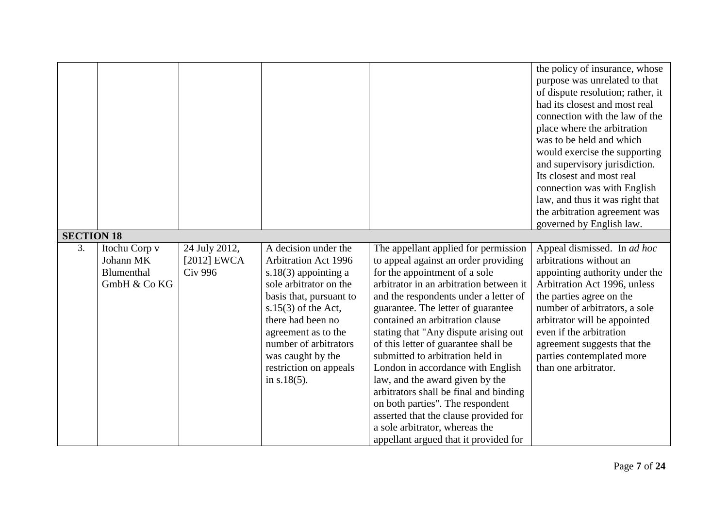| | | | | | |
|---|---|---|---|---|---|
| | | | | | the policy of insurance, whose purpose was unrelated to that of dispute resolution; rather, it had its closest and most real connection with the law of the place where the arbitration was to be held and which would exercise the supporting and supervisory jurisdiction. Its closest and most real connection was with English law, and thus it was right that the arbitration agreement was governed by English law. |
| **SECTION 18** | | | | | |
| 3. | Itochu Corp v Johann MK Blumenthal GmbH & Co KG | 24 July 2012, [2012] EWCA Civ 996 | A decision under the Arbitration Act 1996 s.18(3) appointing a sole arbitrator on the basis that, pursuant to s.15(3) of the Act, there had been no agreement as to the number of arbitrators was caught by the restriction on appeals in s.18(5). | The appellant applied for permission to appeal against an order providing for the appointment of a sole arbitrator in an arbitration between it and the respondents under a letter of guarantee. The letter of guarantee contained an arbitration clause stating that "Any dispute arising out of this letter of guarantee shall be submitted to arbitration held in London in accordance with English law, and the award given by the arbitrators shall be final and binding on both parties". The respondent asserted that the clause provided for a sole arbitrator, whereas the appellant argued that it provided for | Appeal dismissed. In *ad hoc* arbitrations without an appointing authority under the Arbitration Act 1996, unless the parties agree on the number of arbitrators, a sole arbitrator will be appointed even if the arbitration agreement suggests that the parties contemplated more than one arbitrator. |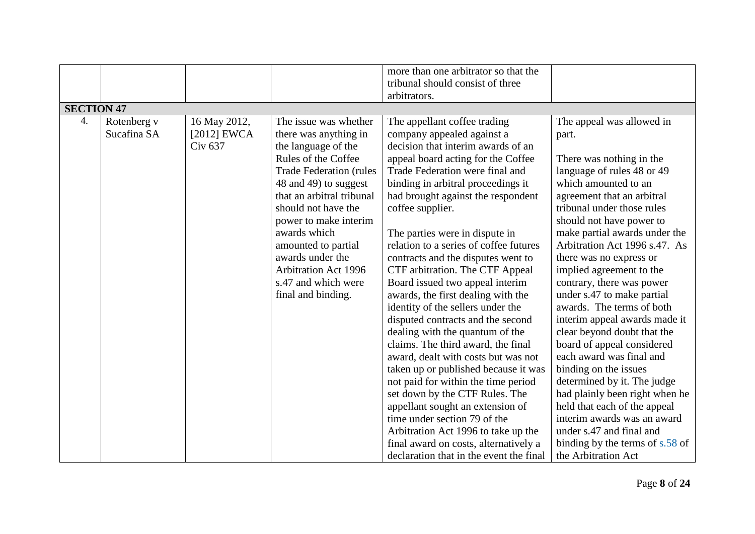| | | | | more than one arbitrator so that the tribunal should consist of three arbitrators. | |
|---|---|---|---|---|---|
| **SECTION 47** | | | | | |
| 4. | Rotenberg v Sucafina SA | 16 May 2012, [2012] EWCA Civ 637 | The issue was whether there was anything in the language of the Rules of the Coffee Trade Federation (rules 48 and 49) to suggest that an arbitral tribunal should not have the power to make interim awards which amounted to partial awards under the Arbitration Act 1996 s.47 and which were final and binding. | The appellant coffee trading company appealed against a decision that interim awards of an appeal board acting for the Coffee Trade Federation were final and binding in arbitral proceedings it had brought against the respondent coffee supplier.<br><br>The parties were in dispute in relation to a series of coffee futures contracts and the disputes went to CTF arbitration. The CTF Appeal Board issued two appeal interim awards, the first dealing with the identity of the sellers under the disputed contracts and the second dealing with the quantum of the claims. The third award, the final award, dealt with costs but was not taken up or published because it was not paid for within the time period set down by the CTF Rules. The appellant sought an extension of time under section 79 of the Arbitration Act 1996 to take up the final award on costs, alternatively a declaration that in the event the final | The appeal was allowed in part.<br><br>There was nothing in the language of rules 48 or 49 which amounted to an agreement that an arbitral tribunal under those rules should not have power to make partial awards under the Arbitration Act 1996 s.47. As there was no express or implied agreement to the contrary, there was power under s.47 to make partial awards. The terms of both interim appeal awards made it clear beyond doubt that the board of appeal considered each award was final and binding on the issues determined by it. The judge had plainly been right when he held that each of the appeal interim awards was an award under s.47 and final and binding by the terms of s.58 of the Arbitration Act |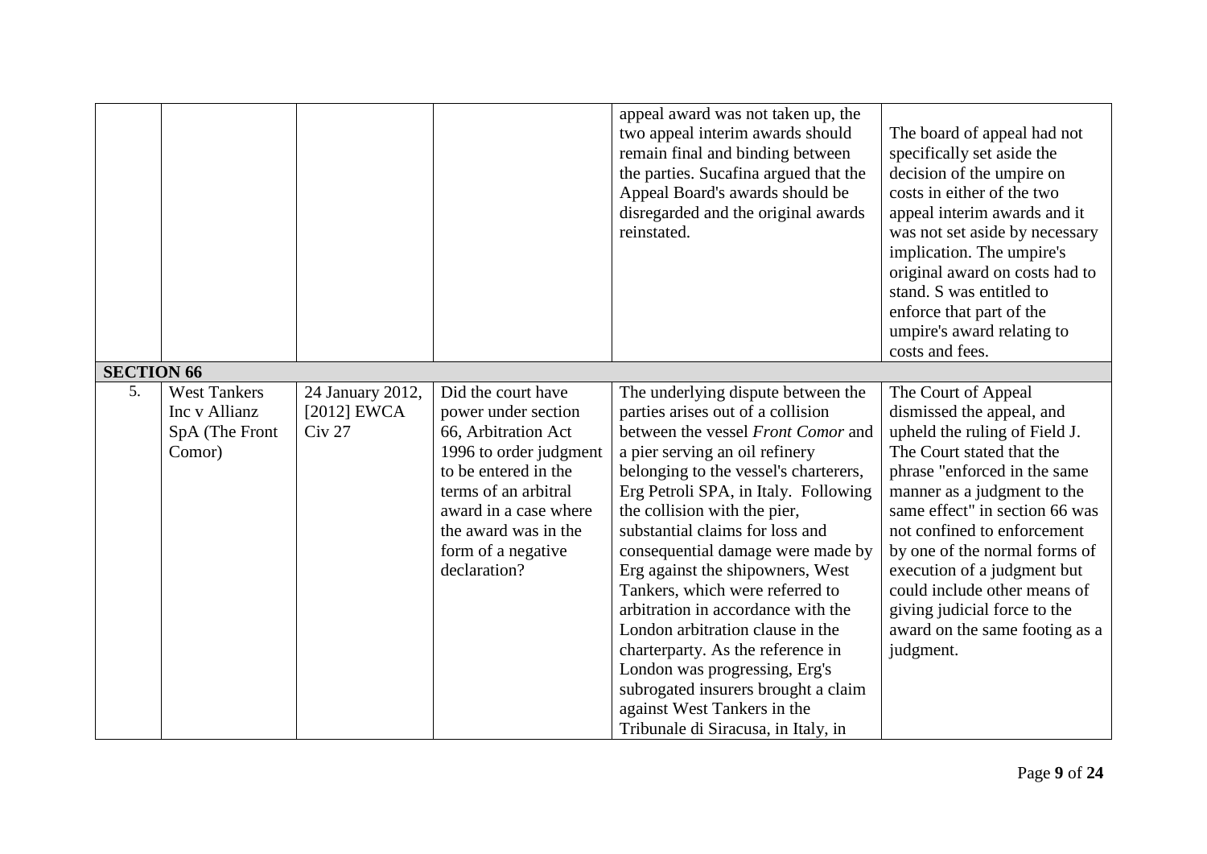| | | | | | |
|---|---|---|---|---|---|
| | | | | appeal award was not taken up, the two appeal interim awards should remain final and binding between the parties. Sucafina argued that the Appeal Board's awards should be disregarded and the original awards reinstated. | The board of appeal had not specifically set aside the decision of the umpire on costs in either of the two appeal interim awards and it was not set aside by necessary implication. The umpire's original award on costs had to stand. S was entitled to enforce that part of the umpire's award relating to costs and fees. |
| **SECTION 66** | | | | | |
| 5. | West Tankers Inc v Allianz SpA (The Front Comor) | 24 January 2012, [2012] EWCA Civ 27 | Did the court have power under section 66, Arbitration Act 1996 to order judgment to be entered in the terms of an arbitral award in a case where the award was in the form of a negative declaration? | The underlying dispute between the parties arises out of a collision between the vessel *Front Comor* and a pier serving an oil refinery belonging to the vessel's charterers, Erg Petroli SPA, in Italy. Following the collision with the pier, substantial claims for loss and consequential damage were made by Erg against the shipowners, West Tankers, which were referred to arbitration in accordance with the London arbitration clause in the charterparty. As the reference in London was progressing, Erg's subrogated insurers brought a claim against West Tankers in the Tribunale di Siracusa, in Italy, in | The Court of Appeal dismissed the appeal, and upheld the ruling of Field J. The Court stated that the phrase "enforced in the same manner as a judgment to the same effect" in section 66 was not confined to enforcement by one of the normal forms of execution of a judgment but could include other means of giving judicial force to the award on the same footing as a judgment. |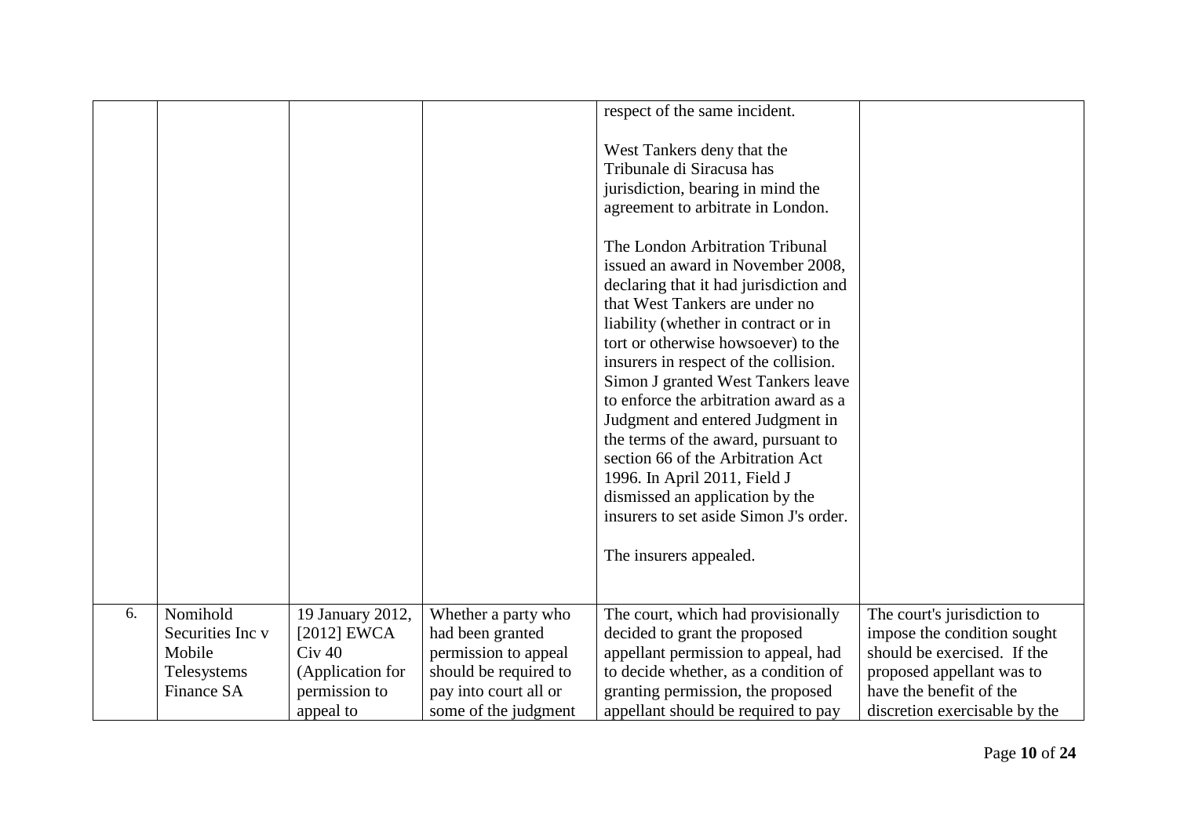| | | | | | |
|---|---|---|---|---|---|
| | | | | respect of the same incident.<br><br>West Tankers deny that the Tribunale di Siracusa has jurisdiction, bearing in mind the agreement to arbitrate in London.<br><br>The London Arbitration Tribunal issued an award in November 2008, declaring that it had jurisdiction and that West Tankers are under no liability (whether in contract or in tort or otherwise howsoever) to the insurers in respect of the collision. Simon J granted West Tankers leave to enforce the arbitration award as a Judgment and entered Judgment in the terms of the award, pursuant to section 66 of the Arbitration Act 1996. In April 2011, Field J dismissed an application by the insurers to set aside Simon J's order.<br><br>The insurers appealed. | |
| 6. | Nomihold Securities Inc v Mobile Telesystems Finance SA | 19 January 2012, [2012] EWCA Civ 40 (Application for permission to appeal to | Whether a party who had been granted permission to appeal should be required to pay into court all or some of the judgment | The court, which had provisionally decided to grant the proposed appellant permission to appeal, had to decide whether, as a condition of granting permission, the proposed appellant should be required to pay | The court's jurisdiction to impose the condition sought should be exercised. If the proposed appellant was to have the benefit of the discretion exercisable by the |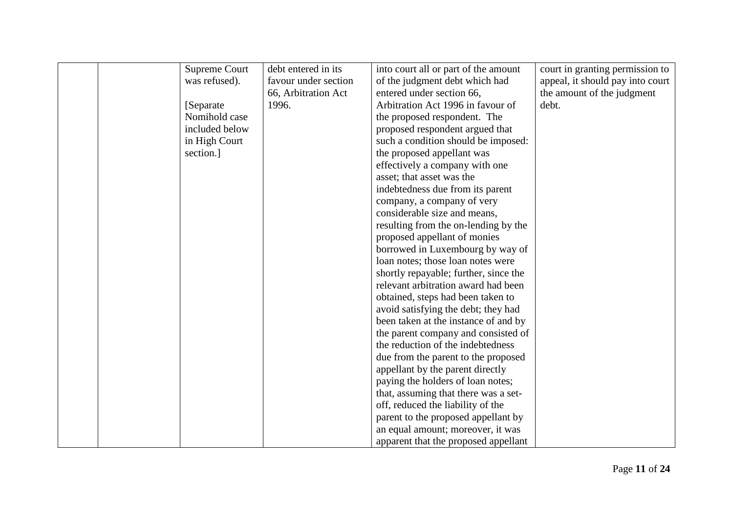| | | Supreme Court was refused).<br><br>[Separate Nomihold case included below in High Court section.] | debt entered in its favour under section 66, Arbitration Act 1996. | into court all or part of the amount of the judgment debt which had entered under section 66, Arbitration Act 1996 in favour of the proposed respondent. The proposed respondent argued that such a condition should be imposed: the proposed appellant was effectively a company with one asset; that asset was the indebtedness due from its parent company, a company of very considerable size and means, resulting from the on-lending by the proposed appellant of monies borrowed in Luxembourg by way of loan notes; those loan notes were shortly repayable; further, since the relevant arbitration award had been obtained, steps had been taken to avoid satisfying the debt; they had been taken at the instance of and by the parent company and consisted of the reduction of the indebtedness due from the parent to the proposed appellant by the parent directly paying the holders of loan notes; that, assuming that there was a set-off, reduced the liability of the parent to the proposed appellant by an equal amount; moreover, it was apparent that the proposed appellant | court in granting permission to appeal, it should pay into court the amount of the judgment debt. |
|---|---|---|---|---|---|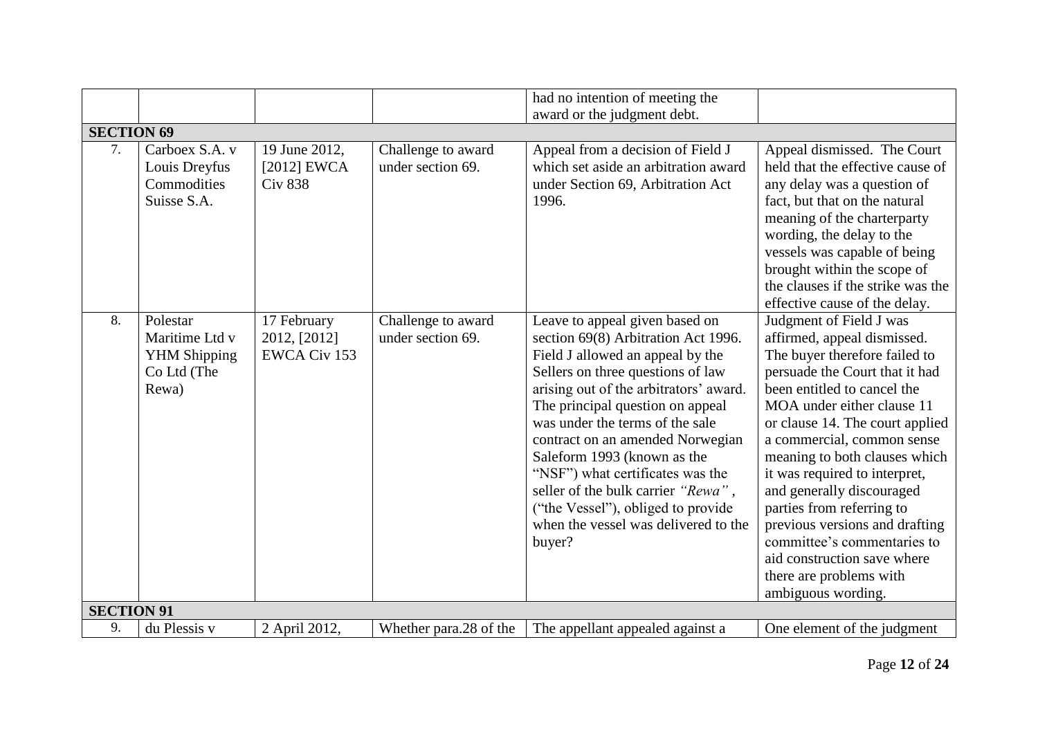| | | | | | |
|---|---|---|---|---|---|
| | | | | had no intention of meeting the award or the judgment debt. | |
| **SECTION 69** | | | | | |
| 7. | Carboex S.A. v Louis Dreyfus Commodities Suisse S.A. | 19 June 2012, [2012] EWCA Civ 838 | Challenge to award under section 69. | Appeal from a decision of Field J which set aside an arbitration award under Section 69, Arbitration Act 1996. | Appeal dismissed. The Court held that the effective cause of any delay was a question of fact, but that on the natural meaning of the charterparty wording, the delay to the vessels was capable of being brought within the scope of the clauses if the strike was the effective cause of the delay. |
| 8. | Polestar Maritime Ltd v YHM Shipping Co Ltd (The Rewa) | 17 February 2012, [2012] EWCA Civ 153 | Challenge to award under section 69. | Leave to appeal given based on section 69(8) Arbitration Act 1996. Field J allowed an appeal by the Sellers on three questions of law arising out of the arbitrators' award. The principal question on appeal was under the terms of the sale contract on an amended Norwegian Saleform 1993 (known as the "NSF") what certificates was the seller of the bulk carrier *"Rewa"*, ("the Vessel"), obliged to provide when the vessel was delivered to the buyer? | Judgment of Field J was affirmed, appeal dismissed. The buyer therefore failed to persuade the Court that it had been entitled to cancel the MOA under either clause 11 or clause 14. The court applied a commercial, common sense meaning to both clauses which it was required to interpret, and generally discouraged parties from referring to previous versions and drafting committee's commentaries to aid construction save where there are problems with ambiguous wording. |
| **SECTION 91** | | | | | |
| 9. | du Plessis v | 2 April 2012, | Whether para.28 of the | The appellant appealed against a | One element of the judgment |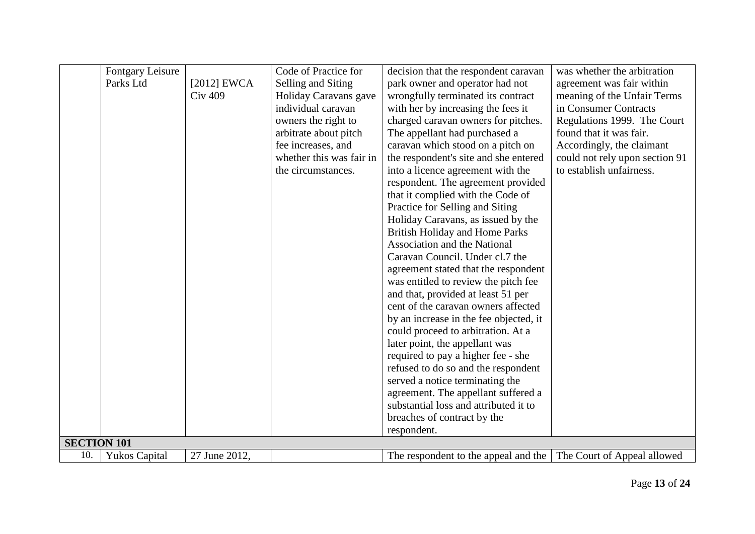| | | | | | |
|---|---|---|---|---|---|
| | Fontgary Leisure Parks Ltd | [2012] EWCA Civ 409 | Code of Practice for Selling and Siting Holiday Caravans gave individual caravan owners the right to arbitrate about pitch fee increases, and whether this was fair in the circumstances. | decision that the respondent caravan park owner and operator had not wrongfully terminated its contract with her by increasing the fees it charged caravan owners for pitches. The appellant had purchased a caravan which stood on a pitch on the respondent's site and she entered into a licence agreement with the respondent. The agreement provided that it complied with the Code of Practice for Selling and Siting Holiday Caravans, as issued by the British Holiday and Home Parks Association and the National Caravan Council. Under cl.7 the agreement stated that the respondent was entitled to review the pitch fee and that, provided at least 51 per cent of the caravan owners affected by an increase in the fee objected, it could proceed to arbitration. At a later point, the appellant was required to pay a higher fee - she refused to do so and the respondent served a notice terminating the agreement. The appellant suffered a substantial loss and attributed it to breaches of contract by the respondent. | was whether the arbitration agreement was fair within meaning of the Unfair Terms in Consumer Contracts Regulations 1999. The Court found that it was fair. Accordingly, the claimant could not rely upon section 91 to establish unfairness. |
| **SECTION 101** | | | | | |
| 10. | Yukos Capital | 27 June 2012, | | The respondent to the appeal and the | The Court of Appeal allowed |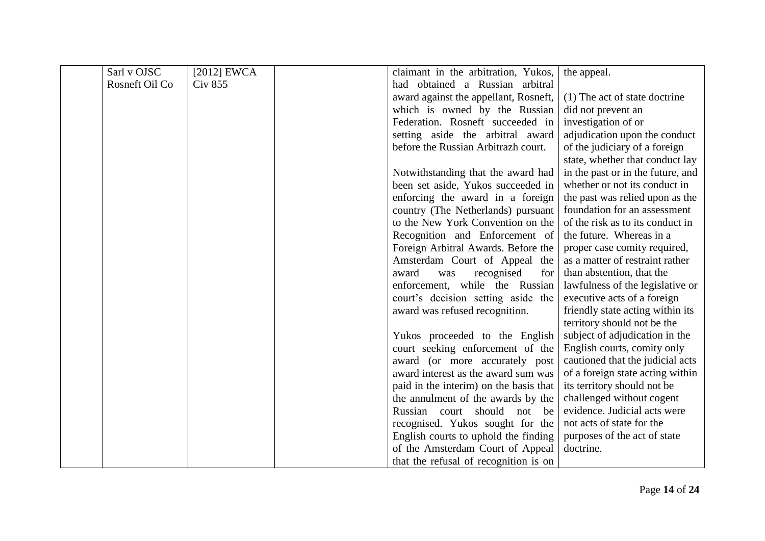|  | Sarl v OJSC Rosneft Oil Co | [2012] EWCA Civ 855 |  | claimant in the arbitration, Yukos, had obtained a Russian arbitral award against the appellant, Rosneft, which is owned by the Russian Federation. Rosneft succeeded in setting aside the arbitral award before the Russian Arbitrazh court.<br><br>Notwithstanding that the award had been set aside, Yukos succeeded in enforcing the award in a foreign country (The Netherlands) pursuant to the New York Convention on the Recognition and Enforcement of Foreign Arbitral Awards. Before the Amsterdam Court of Appeal the award was recognised for enforcement, while the Russian court's decision setting aside the award was refused recognition.<br><br>Yukos proceeded to the English court seeking enforcement of the award (or more accurately post award interest as the award sum was paid in the interim) on the basis that the annulment of the awards by the Russian court should not be recognised. Yukos sought for the English courts to uphold the finding of the Amsterdam Court of Appeal that the refusal of recognition is on | the appeal.<br><br>(1) The act of state doctrine did not prevent an investigation of or adjudication upon the conduct of the judiciary of a foreign state, whether that conduct lay in the past or in the future, and whether or not its conduct in the past was relied upon as the foundation for an assessment of the risk as to its conduct in the future. Whereas in a proper case comity required, as a matter of restraint rather than abstention, that the lawfulness of the legislative or executive acts of a foreign friendly state acting within its territory should not be the subject of adjudication in the English courts, comity only cautioned that the judicial acts of a foreign state acting within its territory should not be challenged without cogent evidence. Judicial acts were not acts of state for the purposes of the act of state doctrine. |
|---|---|---|---|---|---|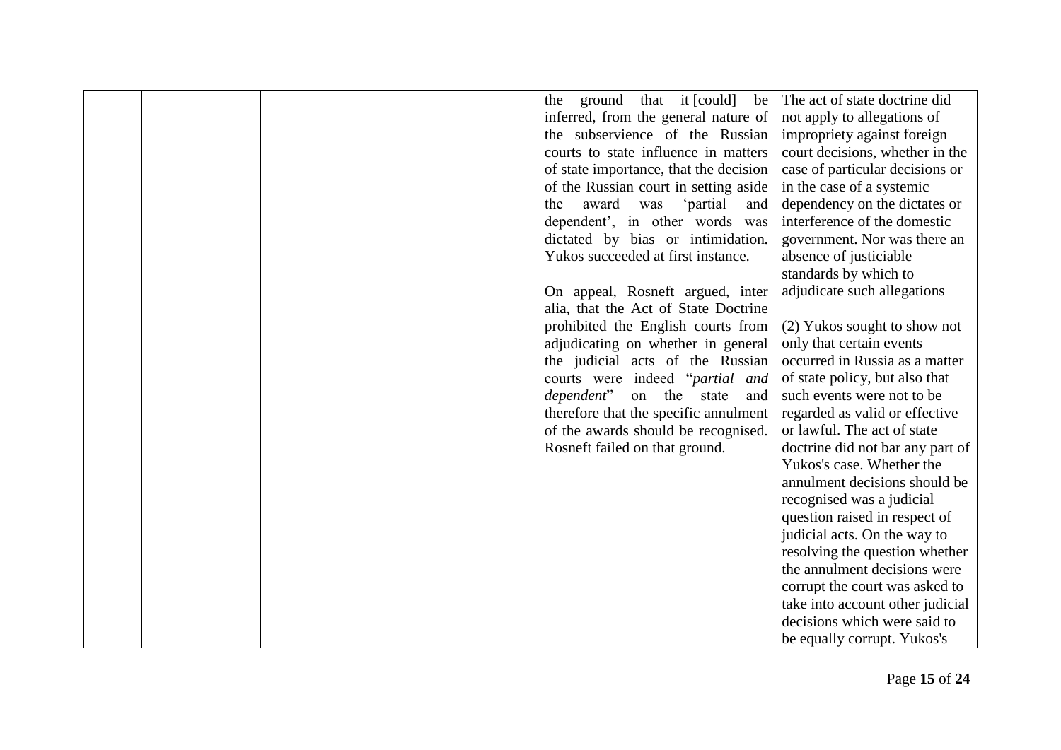| | | | | the ground that it [could] be inferred, from the general nature of the subservience of the Russian courts to state influence in matters of state importance, that the decision of the Russian court in setting aside the award was 'partial and dependent', in other words was dictated by bias or intimidation. Yukos succeeded at first instance.<br><br>On appeal, Rosneft argued, inter alia, that the Act of State Doctrine prohibited the English courts from adjudicating on whether in general the judicial acts of the Russian courts were indeed "*partial and dependent*" on the state and therefore that the specific annulment of the awards should be recognised. Rosneft failed on that ground. | The act of state doctrine did not apply to allegations of impropriety against foreign court decisions, whether in the case of particular decisions or in the case of a systemic dependency on the dictates or interference of the domestic government. Nor was there an absence of justiciable standards by which to adjudicate such allegations<br><br>(2) Yukos sought to show not only that certain events occurred in Russia as a matter of state policy, but also that such events were not to be regarded as valid or effective or lawful. The act of state doctrine did not bar any part of Yukos's case. Whether the annulment decisions should be recognised was a judicial question raised in respect of judicial acts. On the way to resolving the question whether the annulment decisions were corrupt the court was asked to take into account other judicial decisions which were said to be equally corrupt. Yukos's |
|---|---|---|---|---|---|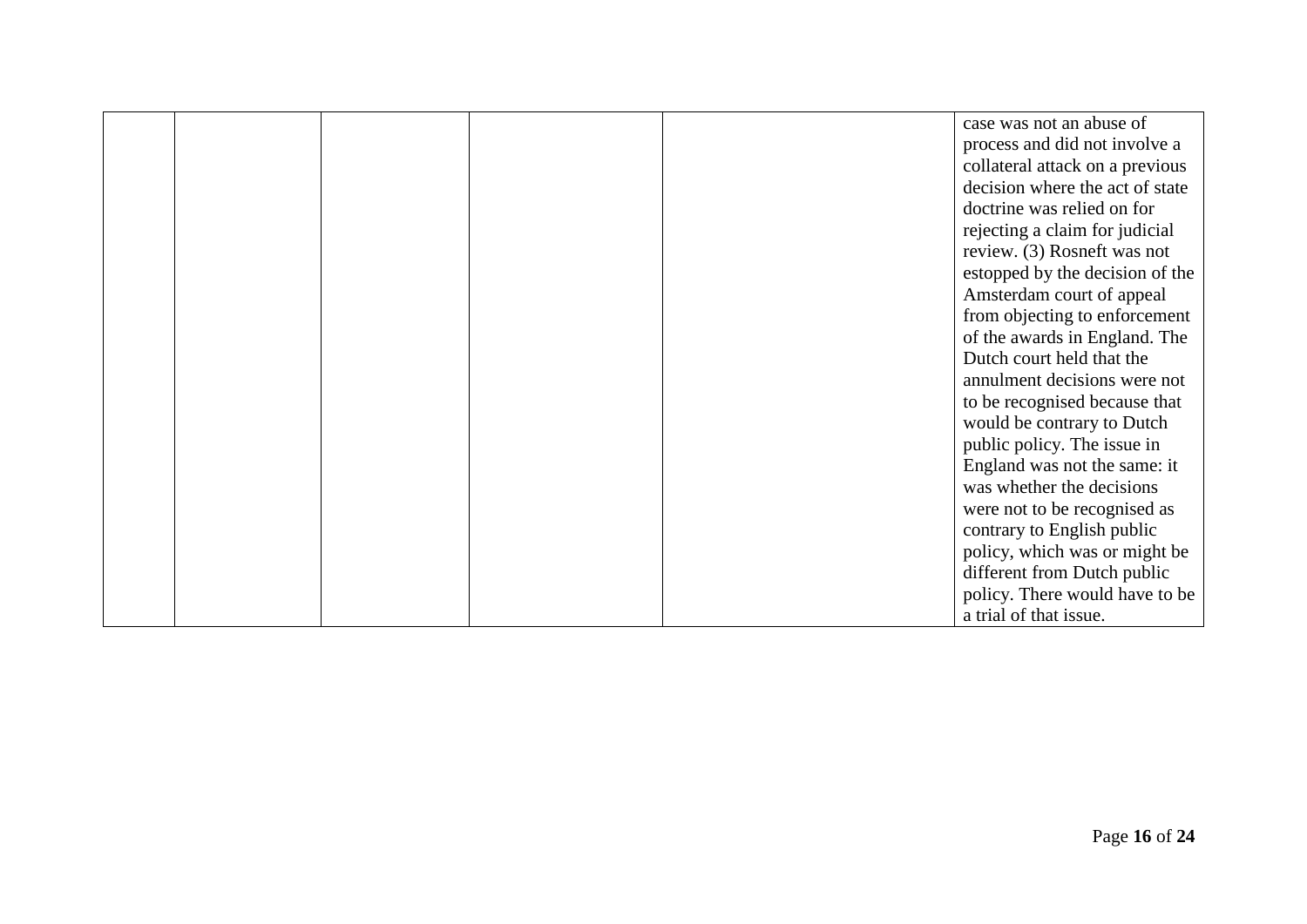|  |  |  |  |  | case was not an abuse of process and did not involve a collateral attack on a previous decision where the act of state doctrine was relied on for rejecting a claim for judicial review. (3) Rosneft was not estopped by the decision of the Amsterdam court of appeal from objecting to enforcement of the awards in England. The Dutch court held that the annulment decisions were not to be recognised because that would be contrary to Dutch public policy. The issue in England was not the same: it was whether the decisions were not to be recognised as contrary to English public policy, which was or might be different from Dutch public policy. There would have to be a trial of that issue. |
|---|---|---|---|---|---|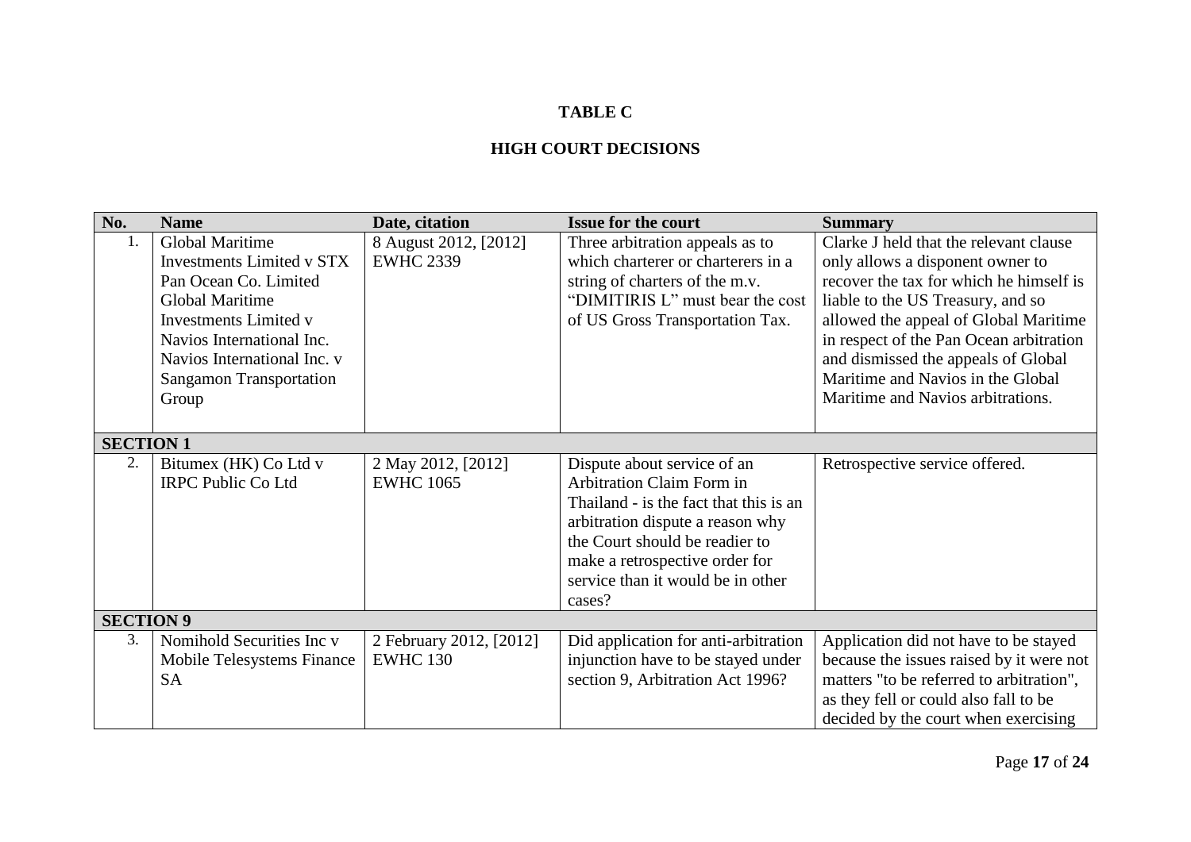**TABLE C**

**HIGH COURT DECISIONS**

| No. | Name | Date, citation | Issue for the court | Summary |
|---|---|---|---|---|
| 1. | Global Maritime Investments Limited v STX Pan Ocean Co. Limited Global Maritime Investments Limited v Navios International Inc. Navios International Inc. v Sangamon Transportation Group | 8 August 2012, [2012] EWHC 2339 | Three arbitration appeals as to which charterer or charterers in a string of charters of the m.v. "DIMITIRIS L" must bear the cost of US Gross Transportation Tax. | Clarke J held that the relevant clause only allows a disponent owner to recover the tax for which he himself is liable to the US Treasury, and so allowed the appeal of Global Maritime in respect of the Pan Ocean arbitration and dismissed the appeals of Global Maritime and Navios in the Global Maritime and Navios arbitrations. |
| **SECTION 1** | | | | |
| 2. | Bitumex (HK) Co Ltd v IRPC Public Co Ltd | 2 May 2012, [2012] EWHC 1065 | Dispute about service of an Arbitration Claim Form in Thailand - is the fact that this is an arbitration dispute a reason why the Court should be readier to make a retrospective order for service than it would be in other cases? | Retrospective service offered. |
| **SECTION 9** | | | | |
| 3. | Nomihold Securities Inc v Mobile Telesystems Finance SA | 2 February 2012, [2012] EWHC 130 | Did application for anti-arbitration injunction have to be stayed under section 9, Arbitration Act 1996? | Application did not have to be stayed because the issues raised by it were not matters "to be referred to arbitration", as they fell or could also fall to be decided by the court when exercising |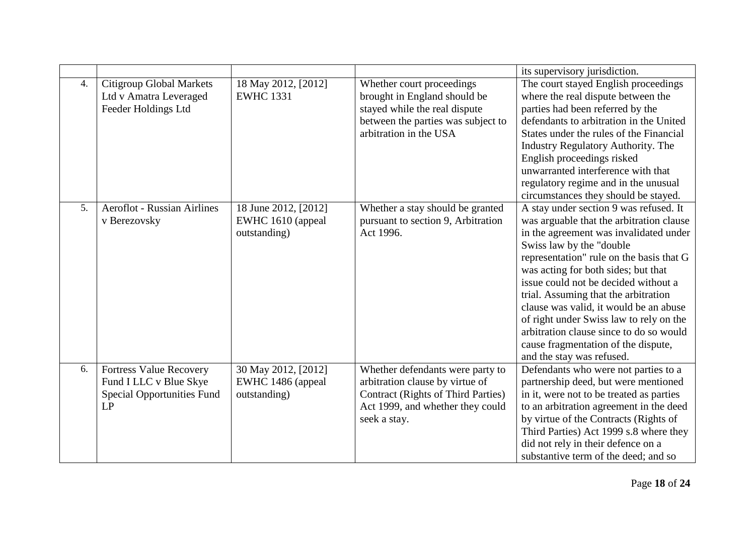| | | | | |
|---|---|---|---|---|
| | | | | its supervisory jurisdiction. |
| 4. | Citigroup Global Markets Ltd v Amatra Leveraged Feeder Holdings Ltd | 18 May 2012, [2012] EWHC 1331 | Whether court proceedings brought in England should be stayed while the real dispute between the parties was subject to arbitration in the USA | The court stayed English proceedings where the real dispute between the parties had been referred by the defendants to arbitration in the United States under the rules of the Financial Industry Regulatory Authority. The English proceedings risked unwarranted interference with that regulatory regime and in the unusual circumstances they should be stayed. |
| 5. | Aeroflot - Russian Airlines v Berezovsky | 18 June 2012, [2012] EWHC 1610 (appeal outstanding) | Whether a stay should be granted pursuant to section 9, Arbitration Act 1996. | A stay under section 9 was refused. It was arguable that the arbitration clause in the agreement was invalidated under Swiss law by the "double representation" rule on the basis that G was acting for both sides; but that issue could not be decided without a trial. Assuming that the arbitration clause was valid, it would be an abuse of right under Swiss law to rely on the arbitration clause since to do so would cause fragmentation of the dispute, and the stay was refused. |
| 6. | Fortress Value Recovery Fund I LLC v Blue Skye Special Opportunities Fund LP | 30 May 2012, [2012] EWHC 1486 (appeal outstanding) | Whether defendants were party to arbitration clause by virtue of Contract (Rights of Third Parties) Act 1999, and whether they could seek a stay. | Defendants who were not parties to a partnership deed, but were mentioned in it, were not to be treated as parties to an arbitration agreement in the deed by virtue of the Contracts (Rights of Third Parties) Act 1999 s.8 where they did not rely in their defence on a substantive term of the deed; and so |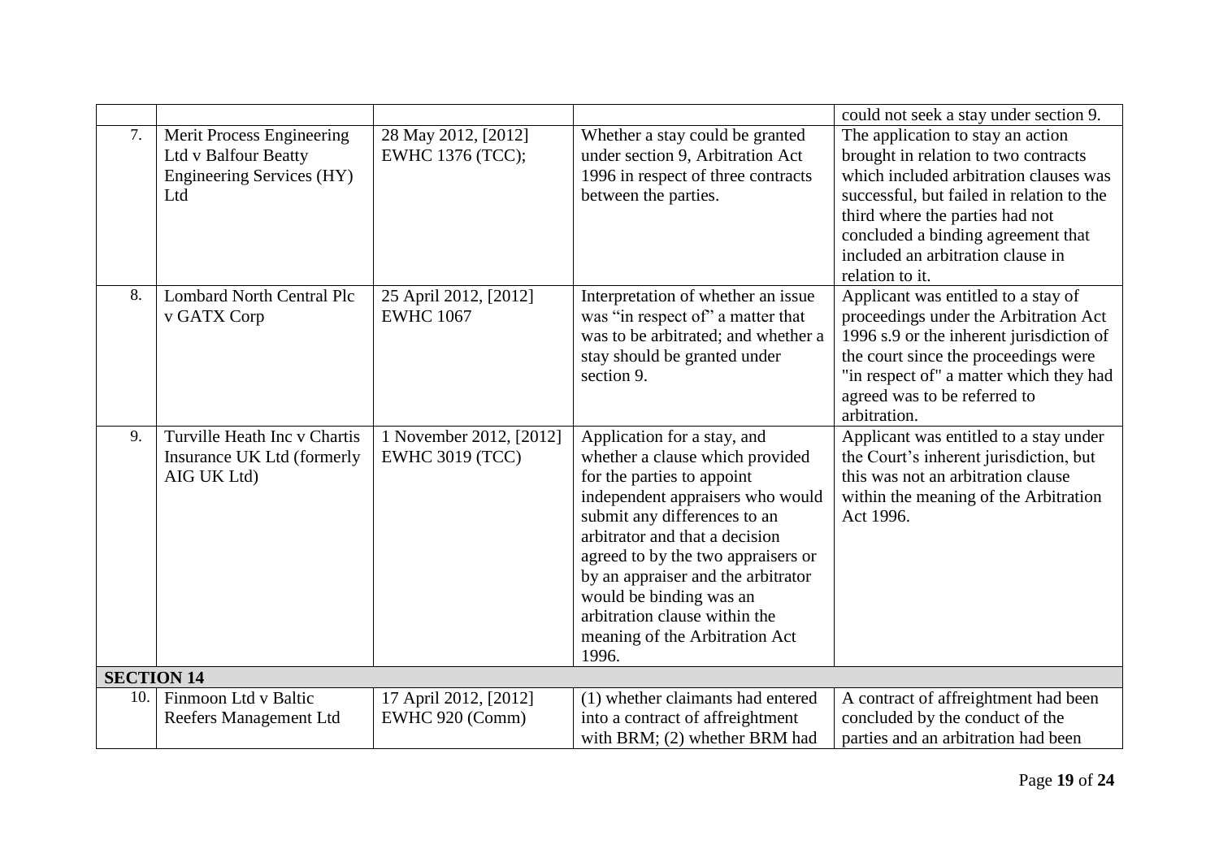|  |  |  |  |  |
|---|---|---|---|---|
|  |  |  |  | could not seek a stay under section 9. |
| 7. | Merit Process Engineering Ltd v Balfour Beatty Engineering Services (HY) Ltd | 28 May 2012, [2012] EWHC 1376 (TCC); | Whether a stay could be granted under section 9, Arbitration Act 1996 in respect of three contracts between the parties. | The application to stay an action brought in relation to two contracts which included arbitration clauses was successful, but failed in relation to the third where the parties had not concluded a binding agreement that included an arbitration clause in relation to it. |
| 8. | Lombard North Central Plc v GATX Corp | 25 April 2012, [2012] EWHC 1067 | Interpretation of whether an issue was "in respect of" a matter that was to be arbitrated; and whether a stay should be granted under section 9. | Applicant was entitled to a stay of proceedings under the Arbitration Act 1996 s.9 or the inherent jurisdiction of the court since the proceedings were "in respect of" a matter which they had agreed was to be referred to arbitration. |
| 9. | Turville Heath Inc v Chartis Insurance UK Ltd (formerly AIG UK Ltd) | 1 November 2012, [2012] EWHC 3019 (TCC) | Application for a stay, and whether a clause which provided for the parties to appoint independent appraisers who would submit any differences to an arbitrator and that a decision agreed to by the two appraisers or by an appraiser and the arbitrator would be binding was an arbitration clause within the meaning of the Arbitration Act 1996. | Applicant was entitled to a stay under the Court's inherent jurisdiction, but this was not an arbitration clause within the meaning of the Arbitration Act 1996. |
| **SECTION 14** |  |  |  |  |
| 10. | Finmoon Ltd v Baltic Reefers Management Ltd | 17 April 2012, [2012] EWHC 920 (Comm) | (1) whether claimants had entered into a contract of affreightment with BRM; (2) whether BRM had | A contract of affreightment had been concluded by the conduct of the parties and an arbitration had been |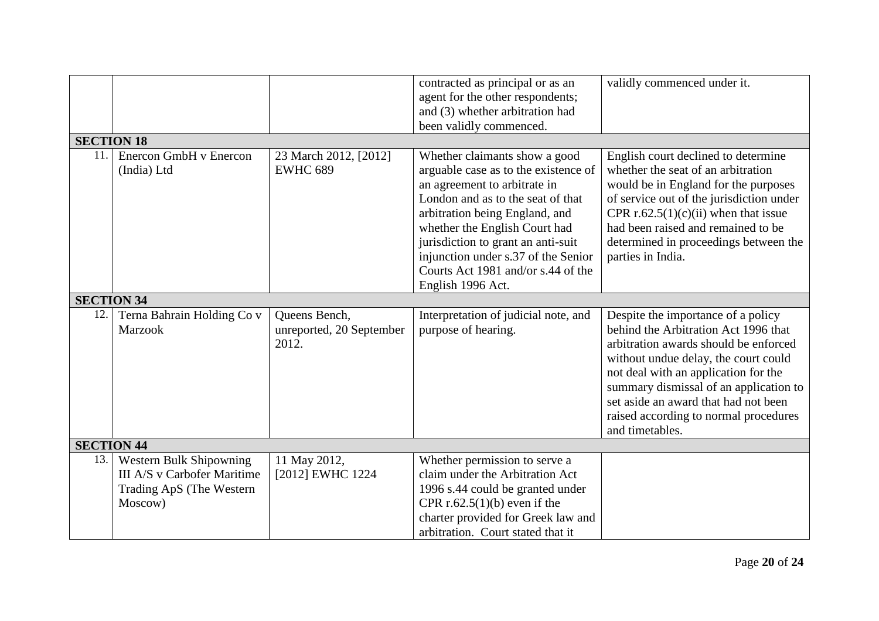| | | | | |
|---|---|---|---|---|
| | | | contracted as principal or as an agent for the other respondents; and (3) whether arbitration had been validly commenced. | validly commenced under it. |
| **SECTION 18** | | | | |
| 11. | Enercon GmbH v Enercon (India) Ltd | 23 March 2012, [2012] EWHC 689 | Whether claimants show a good arguable case as to the existence of an agreement to arbitrate in London and as to the seat of that arbitration being England, and whether the English Court had jurisdiction to grant an anti-suit injunction under s.37 of the Senior Courts Act 1981 and/or s.44 of the English 1996 Act. | English court declined to determine whether the seat of an arbitration would be in England for the purposes of service out of the jurisdiction under CPR r.62.5(1)(c)(ii) when that issue had been raised and remained to be determined in proceedings between the parties in India. |
| **SECTION 34** | | | | |
| 12. | Terna Bahrain Holding Co v Marzook | Queens Bench, unreported, 20 September 2012. | Interpretation of judicial note, and purpose of hearing. | Despite the importance of a policy behind the Arbitration Act 1996 that arbitration awards should be enforced without undue delay, the court could not deal with an application for the summary dismissal of an application to set aside an award that had not been raised according to normal procedures and timetables. |
| **SECTION 44** | | | | |
| 13. | Western Bulk Shipowning III A/S v Carbofer Maritime Trading ApS (The Western Moscow) | 11 May 2012, [2012] EWHC 1224 | Whether permission to serve a claim under the Arbitration Act 1996 s.44 could be granted under CPR r.62.5(1)(b) even if the charter provided for Greek law and arbitration. Court stated that it | |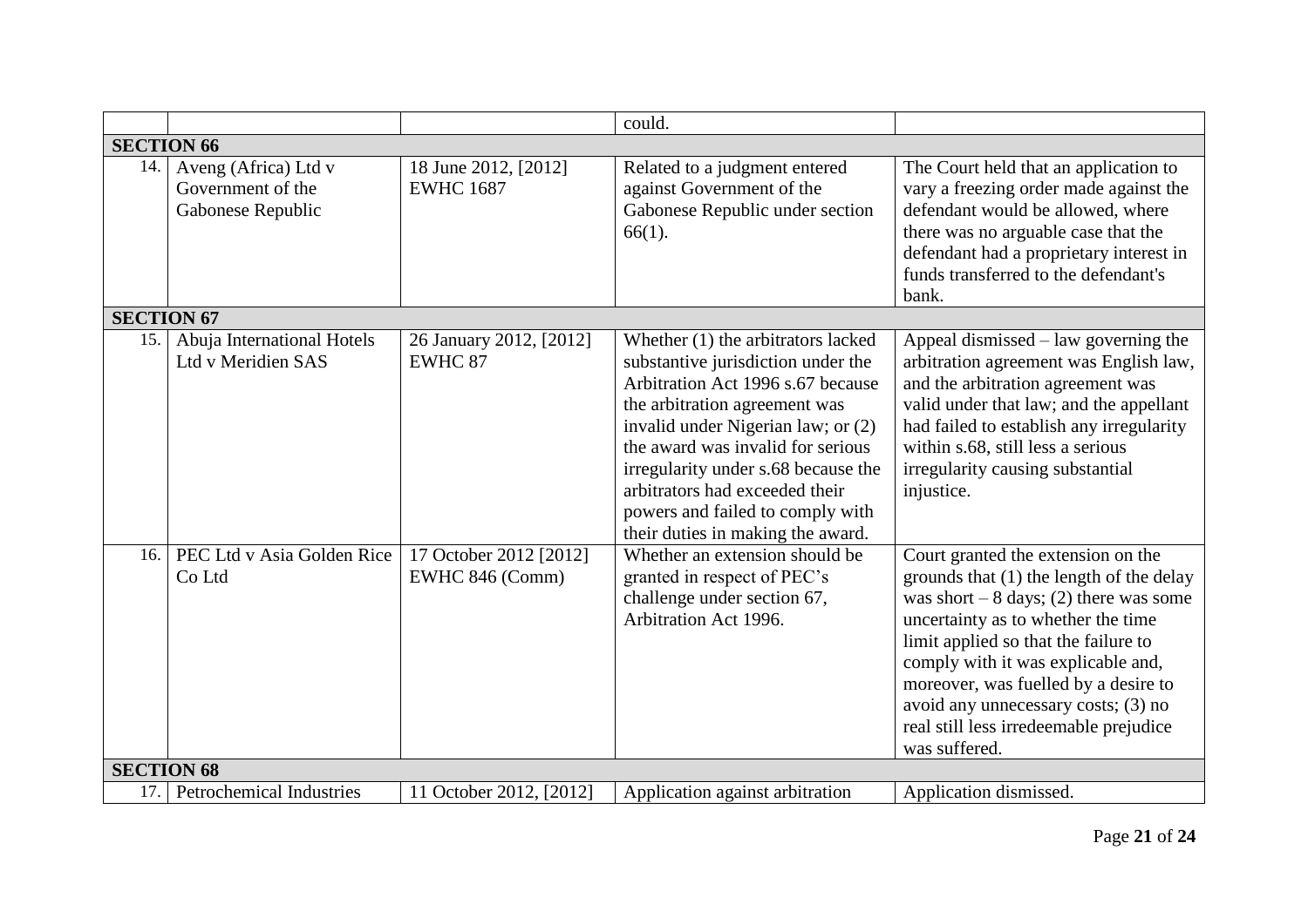| | | | | |
|---|---|---|---|---|
| | | | could. | |
| **SECTION 66** | | | | |
| 14. | Aveng (Africa) Ltd v Government of the Gabonese Republic | 18 June 2012, [2012] EWHC 1687 | Related to a judgment entered against Government of the Gabonese Republic under section 66(1). | The Court held that an application to vary a freezing order made against the defendant would be allowed, where there was no arguable case that the defendant had a proprietary interest in funds transferred to the defendant's bank. |
| **SECTION 67** | | | | |
| 15. | Abuja International Hotels Ltd v Meridien SAS | 26 January 2012, [2012] EWHC 87 | Whether (1) the arbitrators lacked substantive jurisdiction under the Arbitration Act 1996 s.67 because the arbitration agreement was invalid under Nigerian law; or (2) the award was invalid for serious irregularity under s.68 because the arbitrators had exceeded their powers and failed to comply with their duties in making the award. | Appeal dismissed – law governing the arbitration agreement was English law, and the arbitration agreement was valid under that law; and the appellant had failed to establish any irregularity within s.68, still less a serious irregularity causing substantial injustice. |
| 16. | PEC Ltd v Asia Golden Rice Co Ltd | 17 October 2012 [2012] EWHC 846 (Comm) | Whether an extension should be granted in respect of PEC's challenge under section 67, Arbitration Act 1996. | Court granted the extension on the grounds that (1) the length of the delay was short – 8 days; (2) there was some uncertainty as to whether the time limit applied so that the failure to comply with it was explicable and, moreover, was fuelled by a desire to avoid any unnecessary costs; (3) no real still less irredeemable prejudice was suffered. |
| **SECTION 68** | | | | |
| 17. | Petrochemical Industries | 11 October 2012, [2012] | Application against arbitration | Application dismissed. |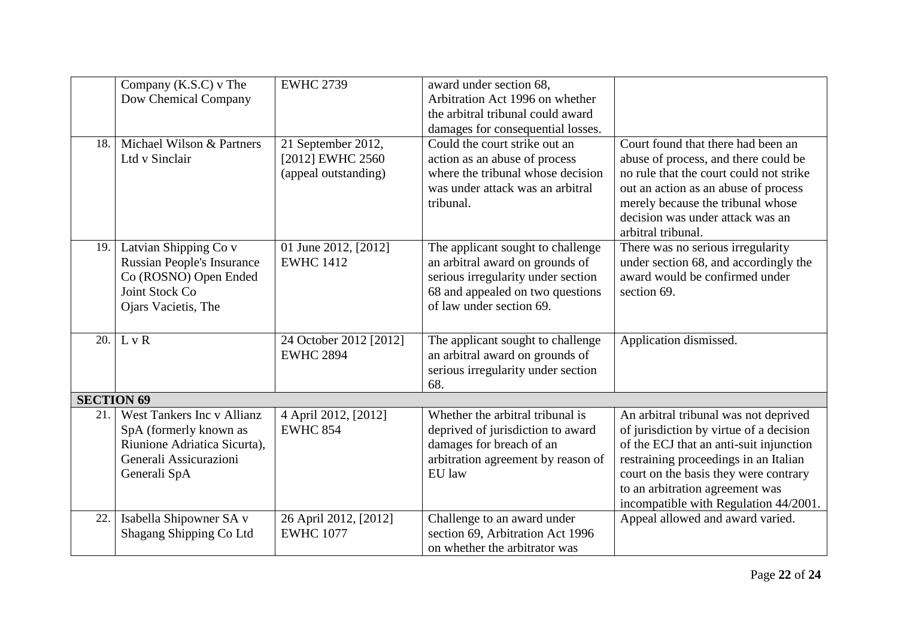| | | | | |
|---|---|---|---|---|
| | Company (K.S.C) v The Dow Chemical Company | EWHC 2739 | award under section 68, Arbitration Act 1996 on whether the arbitral tribunal could award damages for consequential losses. | |
| 18. | Michael Wilson & Partners Ltd v Sinclair | 21 September 2012, [2012] EWHC 2560 (appeal outstanding) | Could the court strike out an action as an abuse of process where the tribunal whose decision was under attack was an arbitral tribunal. | Court found that there had been an abuse of process, and there could be no rule that the court could not strike out an action as an abuse of process merely because the tribunal whose decision was under attack was an arbitral tribunal. |
| 19. | Latvian Shipping Co v Russian People's Insurance Co (ROSNO) Open Ended Joint Stock Co Ojars Vacietis, The | 01 June 2012, [2012] EWHC 1412 | The applicant sought to challenge an arbitral award on grounds of serious irregularity under section 68 and appealed on two questions of law under section 69. | There was no serious irregularity under section 68, and accordingly the award would be confirmed under section 69. |
| 20. | L v R | 24 October 2012 [2012] EWHC 2894 | The applicant sought to challenge an arbitral award on grounds of serious irregularity under section 68. | Application dismissed. |
| **SECTION 69** | | | | |
| 21. | West Tankers Inc v Allianz SpA (formerly known as Riunione Adriatica Sicurta), Generali Assicurazioni Generali SpA | 4 April 2012, [2012] EWHC 854 | Whether the arbitral tribunal is deprived of jurisdiction to award damages for breach of an arbitration agreement by reason of EU law | An arbitral tribunal was not deprived of jurisdiction by virtue of a decision of the ECJ that an anti-suit injunction restraining proceedings in an Italian court on the basis they were contrary to an arbitration agreement was incompatible with Regulation 44/2001. |
| 22. | Isabella Shipowner SA v Shagang Shipping Co Ltd | 26 April 2012, [2012] EWHC 1077 | Challenge to an award under section 69, Arbitration Act 1996 on whether the arbitrator was | Appeal allowed and award varied. |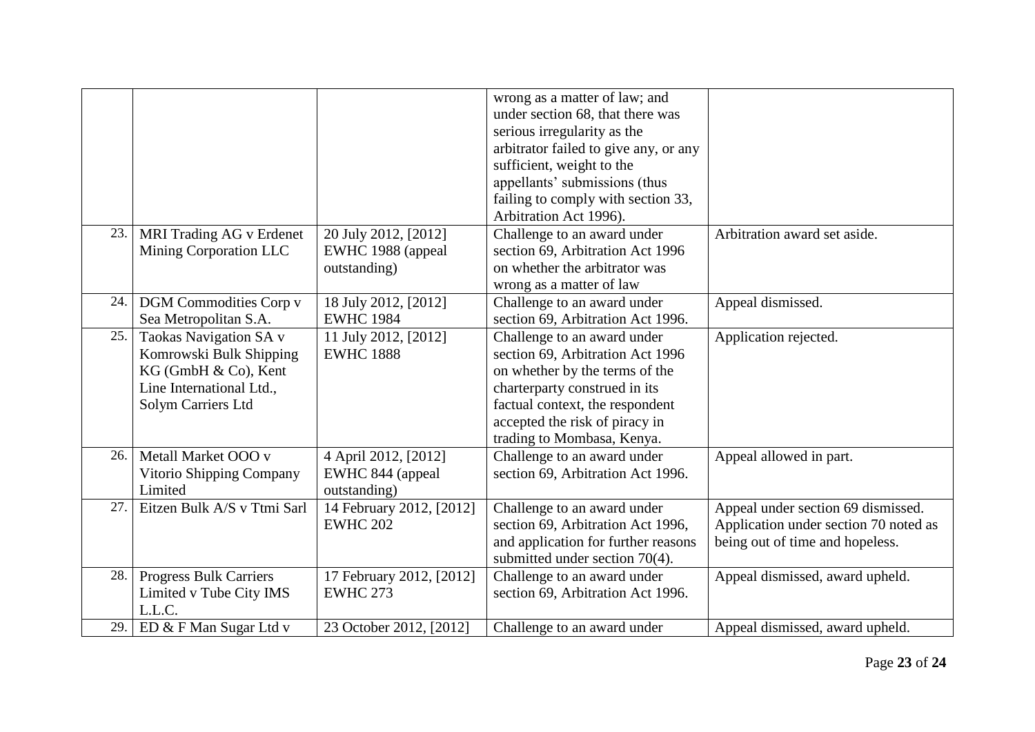| | | | | |
|---|---|---|---|---|
| | | | wrong as a matter of law; and under section 68, that there was serious irregularity as the arbitrator failed to give any, or any sufficient, weight to the appellants' submissions (thus failing to comply with section 33, Arbitration Act 1996). | |
| 23. | MRI Trading AG v Erdenet Mining Corporation LLC | 20 July 2012, [2012] EWHC 1988 (appeal outstanding) | Challenge to an award under section 69, Arbitration Act 1996 on whether the arbitrator was wrong as a matter of law | Arbitration award set aside. |
| 24. | DGM Commodities Corp v Sea Metropolitan S.A. | 18 July 2012, [2012] EWHC 1984 | Challenge to an award under section 69, Arbitration Act 1996. | Appeal dismissed. |
| 25. | Taokas Navigation SA v Komrowski Bulk Shipping KG (GmbH & Co), Kent Line International Ltd., Solym Carriers Ltd | 11 July 2012, [2012] EWHC 1888 | Challenge to an award under section 69, Arbitration Act 1996 on whether by the terms of the charterparty construed in its factual context, the respondent accepted the risk of piracy in trading to Mombasa, Kenya. | Application rejected. |
| 26. | Metall Market OOO v Vitorio Shipping Company Limited | 4 April 2012, [2012] EWHC 844 (appeal outstanding) | Challenge to an award under section 69, Arbitration Act 1996. | Appeal allowed in part. |
| 27. | Eitzen Bulk A/S v Ttmi Sarl | 14 February 2012, [2012] EWHC 202 | Challenge to an award under section 69, Arbitration Act 1996, and application for further reasons submitted under section 70(4). | Appeal under section 69 dismissed. Application under section 70 noted as being out of time and hopeless. |
| 28. | Progress Bulk Carriers Limited v Tube City IMS L.L.C. | 17 February 2012, [2012] EWHC 273 | Challenge to an award under section 69, Arbitration Act 1996. | Appeal dismissed, award upheld. |
| 29. | ED & F Man Sugar Ltd v | 23 October 2012, [2012] | Challenge to an award under | Appeal dismissed, award upheld. |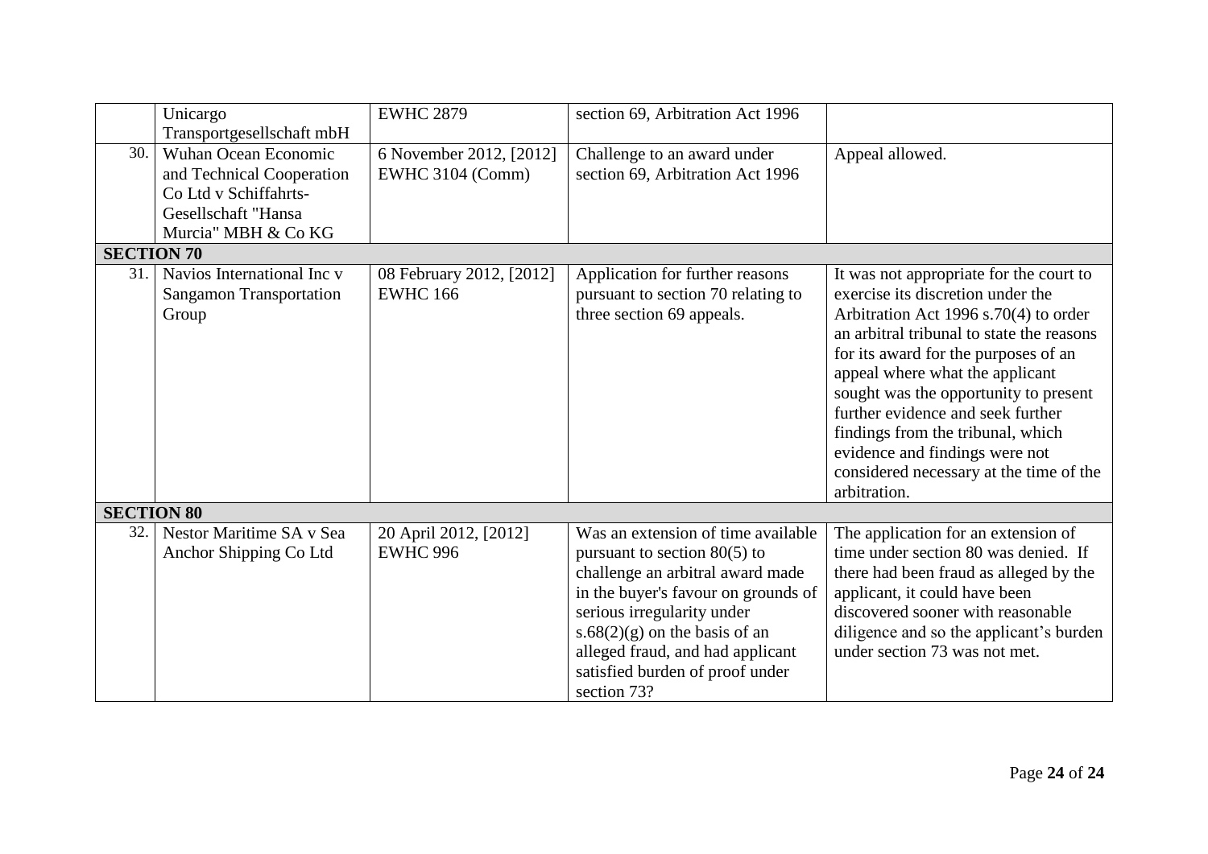| | | | | |
|---|---|---|---|---|
| | Unicargo Transportgesellschaft mbH | EWHC 2879 | section 69, Arbitration Act 1996 | |
| 30. | Wuhan Ocean Economic and Technical Cooperation Co Ltd v Schiffahrts-Gesellschaft "Hansa Murcia" MBH & Co KG | 6 November 2012, [2012] EWHC 3104 (Comm) | Challenge to an award under section 69, Arbitration Act 1996 | Appeal allowed. |
| **SECTION 70** | | | | |
| 31. | Navios International Inc v Sangamon Transportation Group | 08 February 2012, [2012] EWHC 166 | Application for further reasons pursuant to section 70 relating to three section 69 appeals. | It was not appropriate for the court to exercise its discretion under the Arbitration Act 1996 s.70(4) to order an arbitral tribunal to state the reasons for its award for the purposes of an appeal where what the applicant sought was the opportunity to present further evidence and seek further findings from the tribunal, which evidence and findings were not considered necessary at the time of the arbitration. |
| **SECTION 80** | | | | |
| 32. | Nestor Maritime SA v Sea Anchor Shipping Co Ltd | 20 April 2012, [2012] EWHC 996 | Was an extension of time available pursuant to section 80(5) to challenge an arbitral award made in the buyer's favour on grounds of serious irregularity under s.68(2)(g) on the basis of an alleged fraud, and had applicant satisfied burden of proof under section 73? | The application for an extension of time under section 80 was denied. If there had been fraud as alleged by the applicant, it could have been discovered sooner with reasonable diligence and so the applicant's burden under section 73 was not met. |